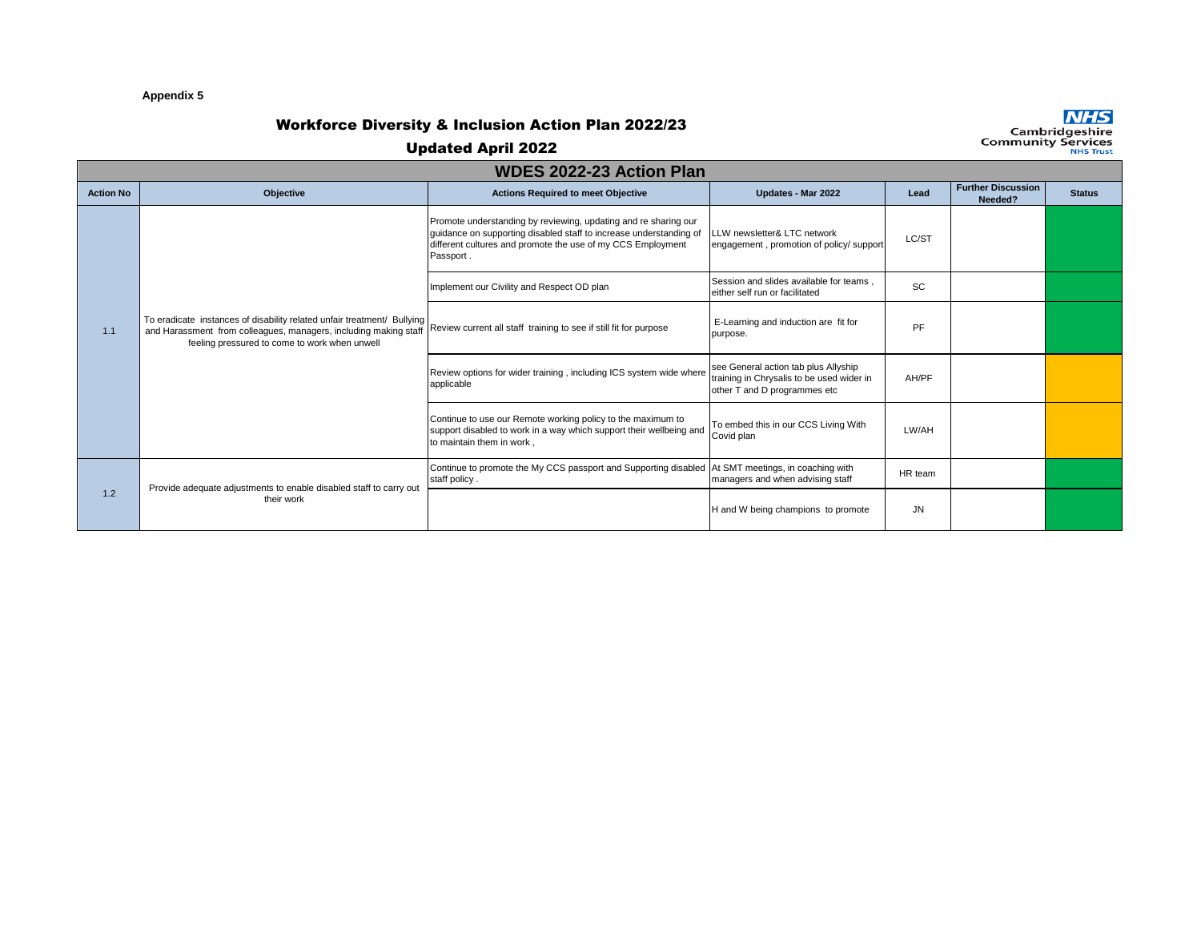**Appendix 5**

# Workforce Diversity & Inclusion Action Plan 2022/23

## Updated April 2022

Cambridgeshire Community Services NHS Trust

## WDES 2022-23 Action Plan

| Action No | Objective | Actions Required to meet Objective | Updates - Mar 2022 | Lead | Further Discussion Needed? | Status |
|---|---|---|---|---|---|---|
| 1.1 | To eradicate instances of disability related unfair treatment/ Bullying and Harassment from colleagues, managers, including making staff feeling pressured to come to work when unwell | Promote understanding by reviewing, updating and re sharing our guidance on supporting disabled staff to increase understanding of different cultures and promote the use of my CCS Employment Passport . | LLW newsletter& LTC network engagement , promotion of policy/ support | LC/ST | | |
| | | Implement our Civility and Respect OD plan | Session and slides available for teams , either self run or facilitated | SC | | |
| | | Review current all staff training to see if still fit for purpose | E-Learning and induction are fit for purpose. | PF | | |
| | | Review options for wider training , including ICS system wide where applicable | see General action tab plus Allyship training in Chrysalis to be used wider in other T and D programmes etc | AH/PF | | |
| | | Continue to use our Remote working policy to the maximum to support disabled to work in a way which support their wellbeing and to maintain them in work , | To embed this in our CCS Living With Covid plan | LW/AH | | |
| 1.2 | Provide adequate adjustments to enable disabled staff to carry out their work | Continue to promote the My CCS passport and Supporting disabled staff policy . | At SMT meetings, in coaching with managers and when advising staff | HR team | | |
| | | | H and W being champions to promote | JN | | |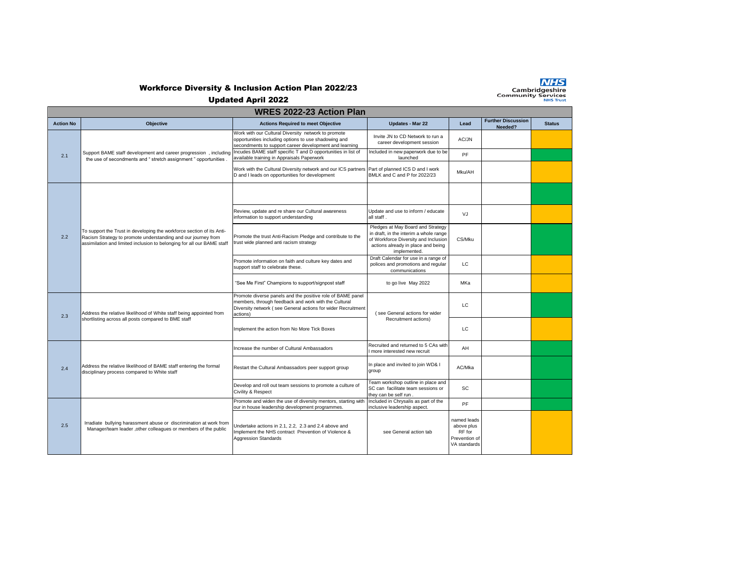# Workforce Diversity & Inclusion Action Plan 2022/23

## Updated April 2022

NHS Cambridgeshire Community Services NHS Trust

## WRES 2022-23 Action Plan

| Action No | Objective | Actions Required to meet Objective | Updates - Mar 22 | Lead | Further Discussion Needed? | Status |
|---|---|---|---|---|---|---|
| 2.1 | Support BAME staff development and career progression , including the use of secondments and " stretch assignment " opportunities . | Work with our Cultural Diversity network to promote opportunities including options to use shadowing and secondments to support career development and learning | Invite JN to CD Network to run a career development session | AC/JN | | |
| | | Incudes BAME staff specific T and D opportunities in list of available training in Appraisals Paperwork | Included in new paperwork due to be launched | PF | | |
| | | Work with the Cultural Diversity network and our ICS partners D and I leads on opportunities for development | Part of planned ICS D and I work BMLK and C and P for 2022/23 | Mku/AH | | |
| 2.2 | To support the Trust in developing the workforce section of its Anti-Racism Strategy to promote understanding and our journey from assimilation and limited inclusion to belonging for all our BAME staff | | | | | |
| | | Review, update and re share our Cultural awareness information to support understanding | Update and use to inform / educate all staff . | VJ | | |
| | | Promote the trust Anti-Racism Pledge and contribute to the trust wide planned anti racism strategy | Pledges at May Board and Strategy in draft, in the interim a whole range of Workforce Diversity and Inclusion actions already in place and being implemented. | CS/Mku | | |
| | | Promote information on faith and culture key dates and support staff to celebrate these. | Draft Calendar for use in a range of polices and promotions and regular communications | LC | | |
| | | "See Me First" Champions to support/signpost staff | to go live May 2022 | MKa | | |
| 2.3 | Address the relative likelihood of White staff being appointed from shortlisting across all posts compared to BME staff | Promote diverse panels and the positive role of BAME panel members, through feedback and work with the Cultural Diversity network ( see General actions for wider Recruitment actions) | ( see General actions for wider Recruitment actions) | LC | | |
| | | Implement the action from No More Tick Boxes | | LC | | |
| 2.4 | Address the relative likelihood of BAME staff entering the formal disciplinary process compared to White staff | Increase the number of Cultural Ambassadors | Recruited and returned to 5 CAs with I more interested new recruit | AH | | |
| | | Restart the Cultural Ambassadors peer support group | In place and invited to join WD& I group | AC/Mka | | |
| | | Develop and roll out team sessions to promote a culture of Civility & Respect | Team workshop outline in place and SC can facilitate team sessions or they can be self run . | SC | | |
| 2.5 | Irradiate bullying harassment abuse or discrimination at work from Manager/team leader ,other colleagues or members of the public | Promote and widen the use of diversity mentors, starting with our in house leadership development programmes. | Included in Chrysalis as part of the inclusive leadership aspect. | PF | | |
| | | Undertake actions in 2.1, 2.2, 2.3 and 2.4 above and Implement the NHS contract Prevention of Violence & Aggression Standards | see General action tab | named leads above plus RF for Prevention of VA standards | | |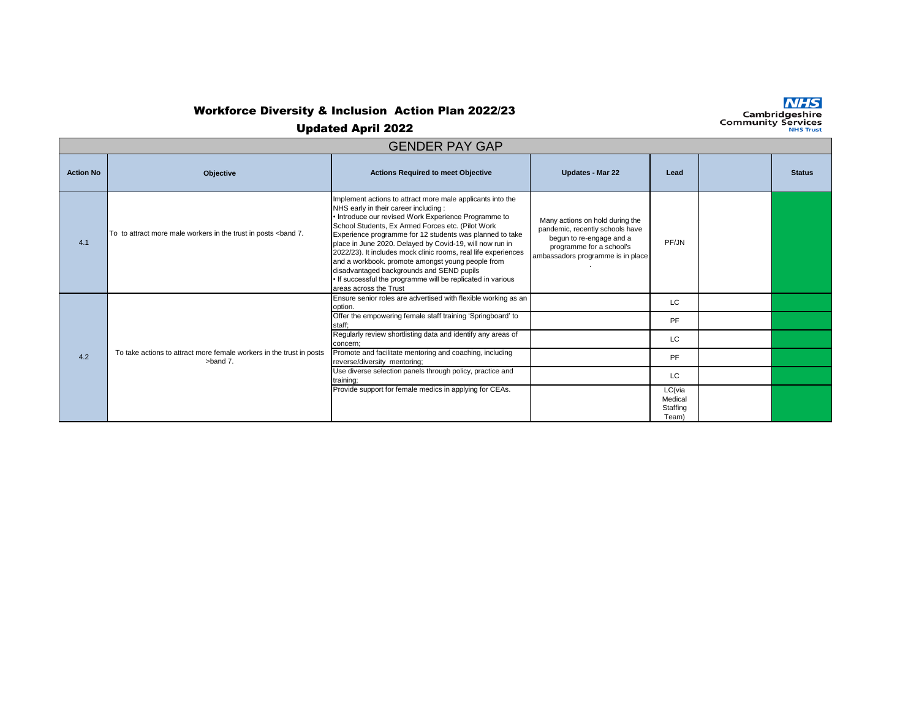# Workforce Diversity & Inclusion Action Plan 2022/23

## Updated April 2022

NHS Cambridgeshire Community Services NHS Trust

| GENDER PAY GAP | | | | | | |
|---|---|---|---|---|---|---|
| **Action No** | **Objective** | **Actions Required to meet Objective** | **Updates - Mar 22** | **Lead** | | **Status** |
| 4.1 | To to attract more male workers in the trust in posts <band 7. | Implement actions to attract more male applicants into the NHS early in their career including :<br>• Introduce our revised Work Experience Programme to School Students, Ex Armed Forces etc. (Pilot Work Experience programme for 12 students was planned to take place in June 2020. Delayed by Covid-19, will now run in 2022/23). It includes mock clinic rooms, real life experiences and a workbook. promote amongst young people from disadvantaged backgrounds and SEND pupils<br>• If successful the programme will be replicated in various areas across the Trust | Many actions on hold during the pandemic, recently schools have begun to re-engage and a programme for a school's ambassadors programme is in place<br>. | PF/JN | | |
| 4.2 | To take actions to attract more female workers in the trust in posts >band 7. | Ensure senior roles are advertised with flexible working as an option. | | LC | | |
| | | Offer the empowering female staff training 'Springboard' to staff; | | PF | | |
| | | Regularly review shortlisting data and identify any areas of concern; | | LC | | |
| | | Promote and facilitate mentoring and coaching, including reverse/diversity mentoring; | | PF | | |
| | | Use diverse selection panels through policy, practice and training; | | LC | | |
| | | Provide support for female medics in applying for CEAs. | | LC(via Medical Staffing Team) | | |